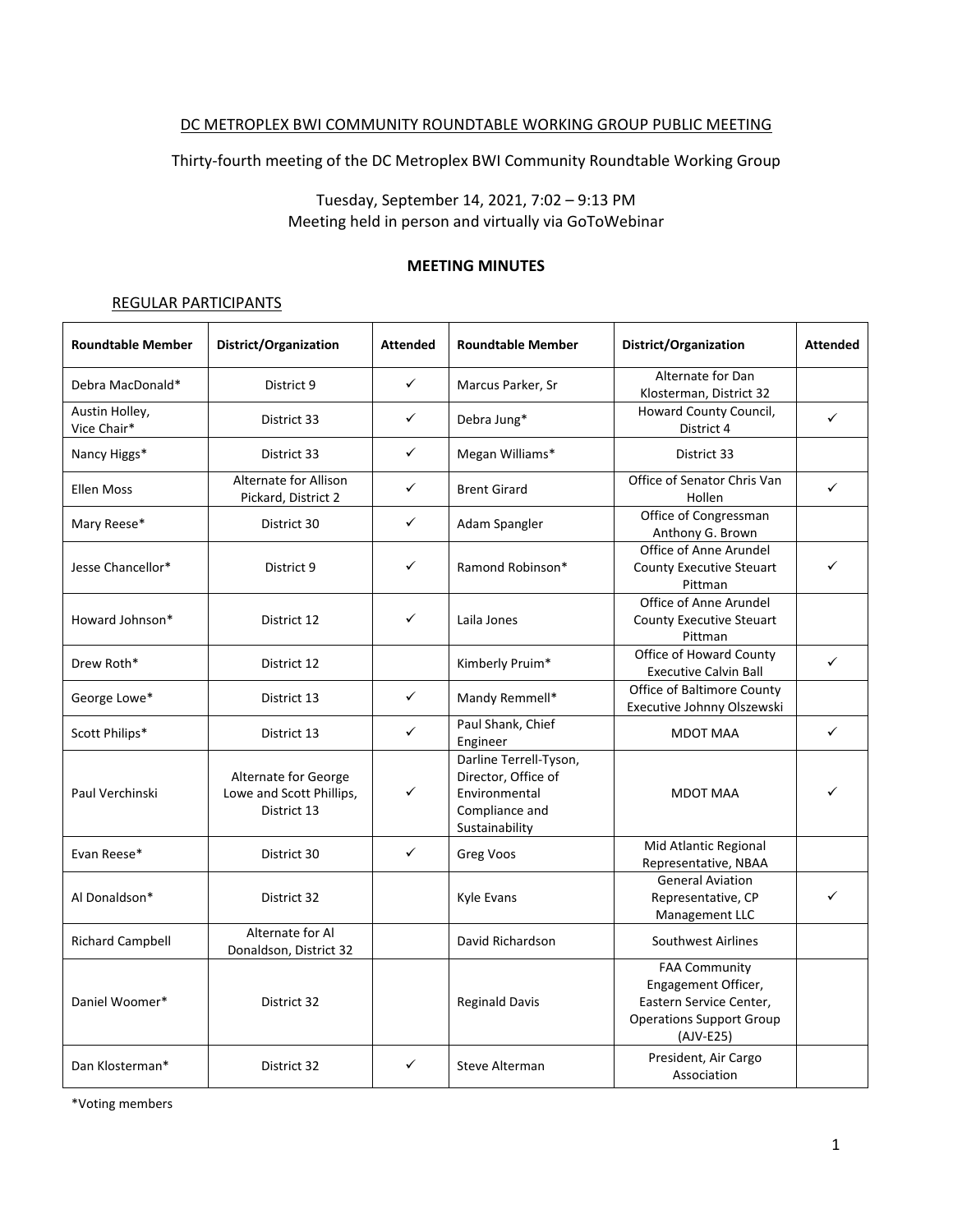DC METROPLEX BWI COMMUNITY ROUNDTABLE WORKING GROUP PUBLIC MEETING

Thirty-fourth meeting of the DC Metroplex BWI Community Roundtable Working Group

Tuesday, September 14, 2021, 7:02 – 9:13 PM
Meeting held in person and virtually via GoToWebinar

**MEETING MINUTES**

REGULAR PARTICIPANTS

| Roundtable Member | District/Organization | Attended | Roundtable Member | District/Organization | Attended |
|---|---|---|---|---|---|
| Debra MacDonald* | District 9 | ✓ | Marcus Parker, Sr | Alternate for Dan Klosterman, District 32 | |
| Austin Holley, Vice Chair* | District 33 | ✓ | Debra Jung* | Howard County Council, District 4 | ✓ |
| Nancy Higgs* | District 33 | ✓ | Megan Williams* | District 33 | |
| Ellen Moss | Alternate for Allison Pickard, District 2 | ✓ | Brent Girard | Office of Senator Chris Van Hollen | ✓ |
| Mary Reese* | District 30 | ✓ | Adam Spangler | Office of Congressman Anthony G. Brown | |
| Jesse Chancellor* | District 9 | ✓ | Ramond Robinson* | Office of Anne Arundel County Executive Steuart Pittman | ✓ |
| Howard Johnson* | District 12 | ✓ | Laila Jones | Office of Anne Arundel County Executive Steuart Pittman | |
| Drew Roth* | District 12 | | Kimberly Pruim* | Office of Howard County Executive Calvin Ball | ✓ |
| George Lowe* | District 13 | ✓ | Mandy Remmell* | Office of Baltimore County Executive Johnny Olszewski | |
| Scott Philips* | District 13 | ✓ | Paul Shank, Chief Engineer | MDOT MAA | ✓ |
| Paul Verchinski | Alternate for George Lowe and Scott Phillips, District 13 | ✓ | Darline Terrell-Tyson, Director, Office of Environmental Compliance and Sustainability | MDOT MAA | ✓ |
| Evan Reese* | District 30 | ✓ | Greg Voos | Mid Atlantic Regional Representative, NBAA | |
| Al Donaldson* | District 32 | | Kyle Evans | General Aviation Representative, CP Management LLC | ✓ |
| Richard Campbell | Alternate for Al Donaldson, District 32 | | David Richardson | Southwest Airlines | |
| Daniel Woomer* | District 32 | | Reginald Davis | FAA Community Engagement Officer, Eastern Service Center, Operations Support Group (AJV-E25) | |
| Dan Klosterman* | District 32 | ✓ | Steve Alterman | President, Air Cargo Association | |

*Voting members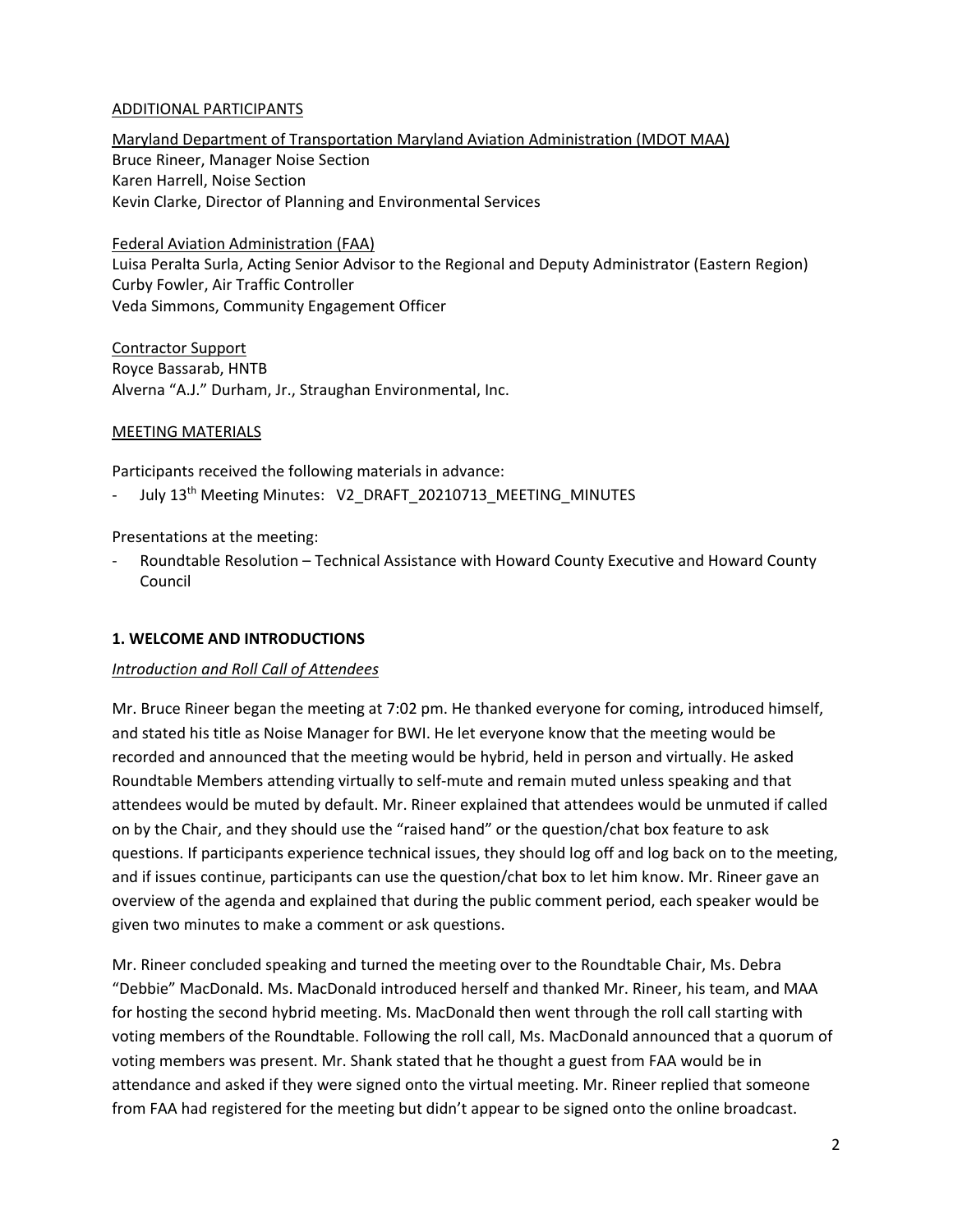## ADDITIONAL PARTICIPANTS

Maryland Department of Transportation Maryland Aviation Administration (MDOT MAA)
Bruce Rineer, Manager Noise Section
Karen Harrell, Noise Section
Kevin Clarke, Director of Planning and Environmental Services

Federal Aviation Administration (FAA)
Luisa Peralta Surla, Acting Senior Advisor to the Regional and Deputy Administrator (Eastern Region)
Curby Fowler, Air Traffic Controller
Veda Simmons, Community Engagement Officer

Contractor Support
Royce Bassarab, HNTB
Alverna "A.J." Durham, Jr., Straughan Environmental, Inc.

## MEETING MATERIALS

Participants received the following materials in advance:

- July 13th Meeting Minutes: V2_DRAFT_20210713_MEETING_MINUTES

Presentations at the meeting:

- Roundtable Resolution – Technical Assistance with Howard County Executive and Howard County Council

## 1. WELCOME AND INTRODUCTIONS

*Introduction and Roll Call of Attendees*

Mr. Bruce Rineer began the meeting at 7:02 pm. He thanked everyone for coming, introduced himself, and stated his title as Noise Manager for BWI. He let everyone know that the meeting would be recorded and announced that the meeting would be hybrid, held in person and virtually. He asked Roundtable Members attending virtually to self-mute and remain muted unless speaking and that attendees would be muted by default. Mr. Rineer explained that attendees would be unmuted if called on by the Chair, and they should use the "raised hand" or the question/chat box feature to ask questions. If participants experience technical issues, they should log off and log back on to the meeting, and if issues continue, participants can use the question/chat box to let him know. Mr. Rineer gave an overview of the agenda and explained that during the public comment period, each speaker would be given two minutes to make a comment or ask questions.

Mr. Rineer concluded speaking and turned the meeting over to the Roundtable Chair, Ms. Debra "Debbie" MacDonald. Ms. MacDonald introduced herself and thanked Mr. Rineer, his team, and MAA for hosting the second hybrid meeting. Ms. MacDonald then went through the roll call starting with voting members of the Roundtable. Following the roll call, Ms. MacDonald announced that a quorum of voting members was present. Mr. Shank stated that he thought a guest from FAA would be in attendance and asked if they were signed onto the virtual meeting. Mr. Rineer replied that someone from FAA had registered for the meeting but didn't appear to be signed onto the online broadcast.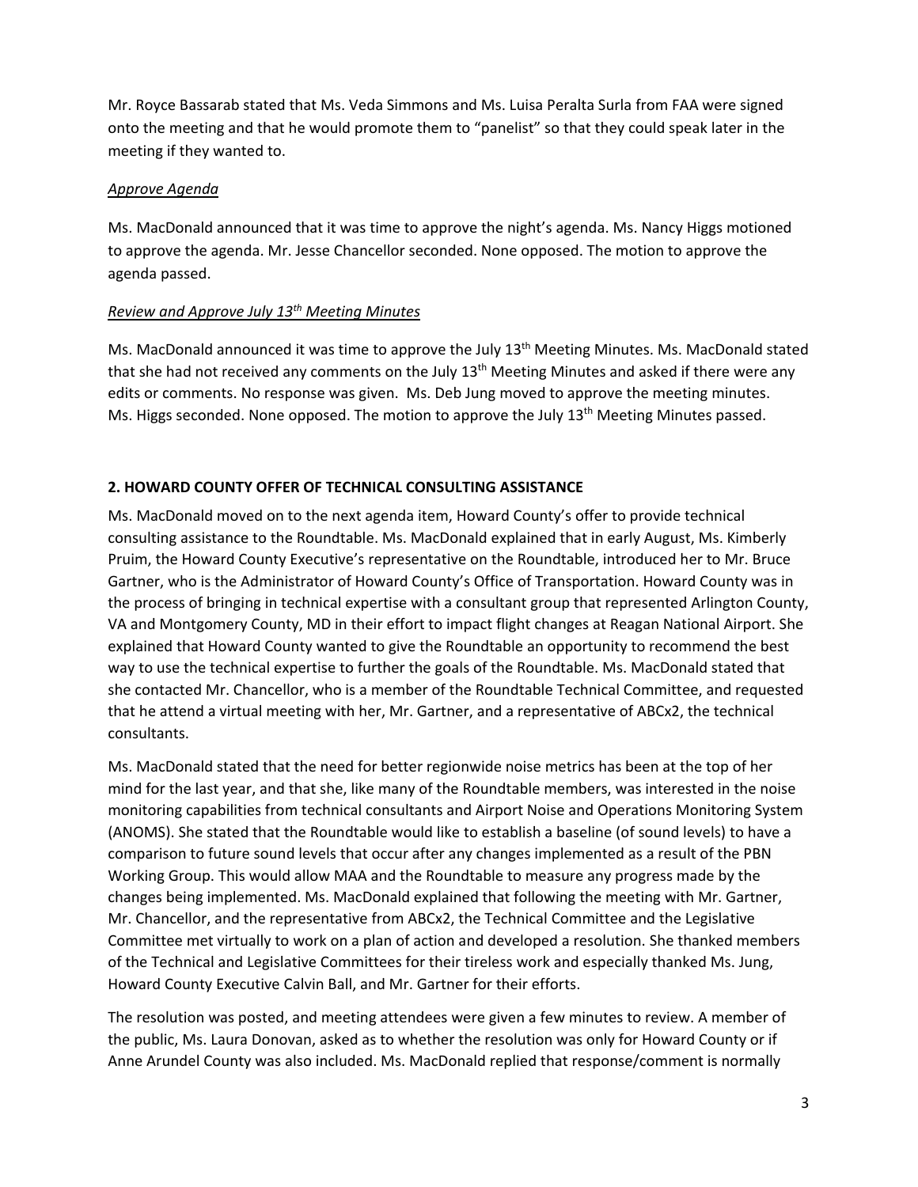Mr. Royce Bassarab stated that Ms. Veda Simmons and Ms. Luisa Peralta Surla from FAA were signed onto the meeting and that he would promote them to "panelist" so that they could speak later in the meeting if they wanted to.

*Approve Agenda*

Ms. MacDonald announced that it was time to approve the night's agenda. Ms. Nancy Higgs motioned to approve the agenda. Mr. Jesse Chancellor seconded. None opposed. The motion to approve the agenda passed.

*Review and Approve July 13th Meeting Minutes*

Ms. MacDonald announced it was time to approve the July 13th Meeting Minutes. Ms. MacDonald stated that she had not received any comments on the July 13th Meeting Minutes and asked if there were any edits or comments. No response was given. Ms. Deb Jung moved to approve the meeting minutes. Ms. Higgs seconded. None opposed. The motion to approve the July 13th Meeting Minutes passed.

**2. HOWARD COUNTY OFFER OF TECHNICAL CONSULTING ASSISTANCE**

Ms. MacDonald moved on to the next agenda item, Howard County's offer to provide technical consulting assistance to the Roundtable. Ms. MacDonald explained that in early August, Ms. Kimberly Pruim, the Howard County Executive's representative on the Roundtable, introduced her to Mr. Bruce Gartner, who is the Administrator of Howard County's Office of Transportation. Howard County was in the process of bringing in technical expertise with a consultant group that represented Arlington County, VA and Montgomery County, MD in their effort to impact flight changes at Reagan National Airport. She explained that Howard County wanted to give the Roundtable an opportunity to recommend the best way to use the technical expertise to further the goals of the Roundtable. Ms. MacDonald stated that she contacted Mr. Chancellor, who is a member of the Roundtable Technical Committee, and requested that he attend a virtual meeting with her, Mr. Gartner, and a representative of ABCx2, the technical consultants.

Ms. MacDonald stated that the need for better regionwide noise metrics has been at the top of her mind for the last year, and that she, like many of the Roundtable members, was interested in the noise monitoring capabilities from technical consultants and Airport Noise and Operations Monitoring System (ANOMS). She stated that the Roundtable would like to establish a baseline (of sound levels) to have a comparison to future sound levels that occur after any changes implemented as a result of the PBN Working Group. This would allow MAA and the Roundtable to measure any progress made by the changes being implemented. Ms. MacDonald explained that following the meeting with Mr. Gartner, Mr. Chancellor, and the representative from ABCx2, the Technical Committee and the Legislative Committee met virtually to work on a plan of action and developed a resolution. She thanked members of the Technical and Legislative Committees for their tireless work and especially thanked Ms. Jung, Howard County Executive Calvin Ball, and Mr. Gartner for their efforts.

The resolution was posted, and meeting attendees were given a few minutes to review. A member of the public, Ms. Laura Donovan, asked as to whether the resolution was only for Howard County or if Anne Arundel County was also included. Ms. MacDonald replied that response/comment is normally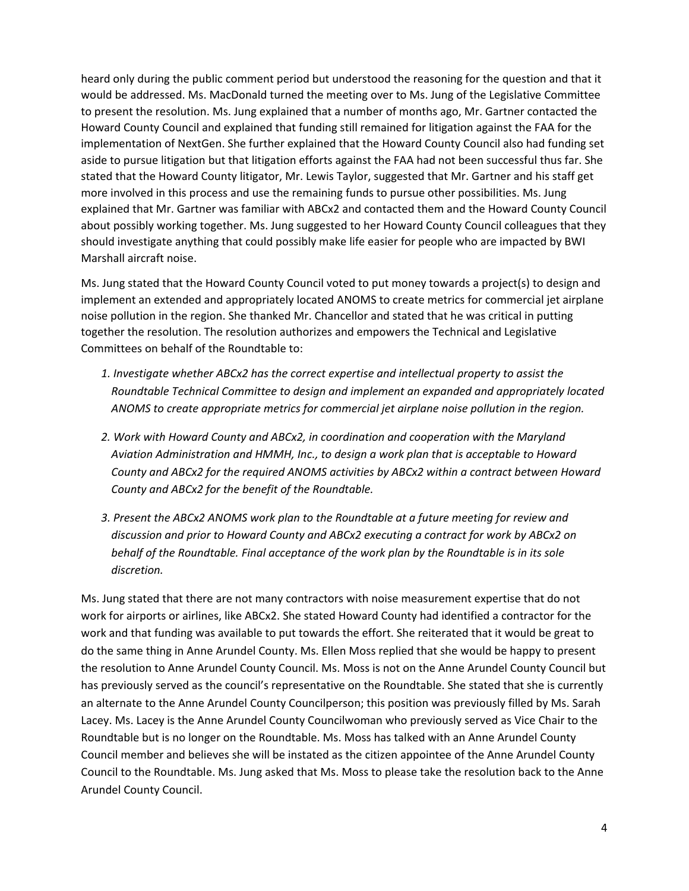heard only during the public comment period but understood the reasoning for the question and that it would be addressed. Ms. MacDonald turned the meeting over to Ms. Jung of the Legislative Committee to present the resolution. Ms. Jung explained that a number of months ago, Mr. Gartner contacted the Howard County Council and explained that funding still remained for litigation against the FAA for the implementation of NextGen. She further explained that the Howard County Council also had funding set aside to pursue litigation but that litigation efforts against the FAA had not been successful thus far. She stated that the Howard County litigator, Mr. Lewis Taylor, suggested that Mr. Gartner and his staff get more involved in this process and use the remaining funds to pursue other possibilities. Ms. Jung explained that Mr. Gartner was familiar with ABCx2 and contacted them and the Howard County Council about possibly working together. Ms. Jung suggested to her Howard County Council colleagues that they should investigate anything that could possibly make life easier for people who are impacted by BWI Marshall aircraft noise.

Ms. Jung stated that the Howard County Council voted to put money towards a project(s) to design and implement an extended and appropriately located ANOMS to create metrics for commercial jet airplane noise pollution in the region. She thanked Mr. Chancellor and stated that he was critical in putting together the resolution. The resolution authorizes and empowers the Technical and Legislative Committees on behalf of the Roundtable to:

1. *Investigate whether ABCx2 has the correct expertise and intellectual property to assist the Roundtable Technical Committee to design and implement an expanded and appropriately located ANOMS to create appropriate metrics for commercial jet airplane noise pollution in the region.*
2. *Work with Howard County and ABCx2, in coordination and cooperation with the Maryland Aviation Administration and HMMH, Inc., to design a work plan that is acceptable to Howard County and ABCx2 for the required ANOMS activities by ABCx2 within a contract between Howard County and ABCx2 for the benefit of the Roundtable.*
3. *Present the ABCx2 ANOMS work plan to the Roundtable at a future meeting for review and discussion and prior to Howard County and ABCx2 executing a contract for work by ABCx2 on behalf of the Roundtable. Final acceptance of the work plan by the Roundtable is in its sole discretion.*

Ms. Jung stated that there are not many contractors with noise measurement expertise that do not work for airports or airlines, like ABCx2. She stated Howard County had identified a contractor for the work and that funding was available to put towards the effort. She reiterated that it would be great to do the same thing in Anne Arundel County. Ms. Ellen Moss replied that she would be happy to present the resolution to Anne Arundel County Council. Ms. Moss is not on the Anne Arundel County Council but has previously served as the council's representative on the Roundtable. She stated that she is currently an alternate to the Anne Arundel County Councilperson; this position was previously filled by Ms. Sarah Lacey. Ms. Lacey is the Anne Arundel County Councilwoman who previously served as Vice Chair to the Roundtable but is no longer on the Roundtable. Ms. Moss has talked with an Anne Arundel County Council member and believes she will be instated as the citizen appointee of the Anne Arundel County Council to the Roundtable. Ms. Jung asked that Ms. Moss to please take the resolution back to the Anne Arundel County Council.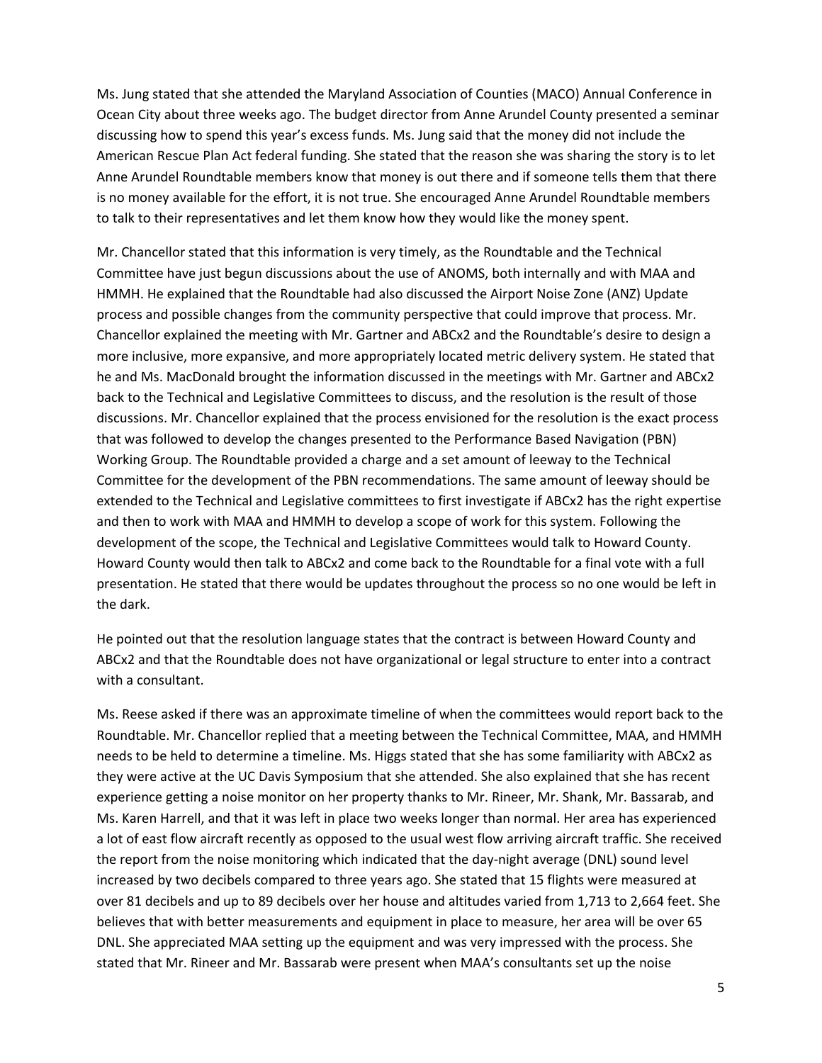Ms. Jung stated that she attended the Maryland Association of Counties (MACO) Annual Conference in Ocean City about three weeks ago. The budget director from Anne Arundel County presented a seminar discussing how to spend this year's excess funds. Ms. Jung said that the money did not include the American Rescue Plan Act federal funding. She stated that the reason she was sharing the story is to let Anne Arundel Roundtable members know that money is out there and if someone tells them that there is no money available for the effort, it is not true. She encouraged Anne Arundel Roundtable members to talk to their representatives and let them know how they would like the money spent.

Mr. Chancellor stated that this information is very timely, as the Roundtable and the Technical Committee have just begun discussions about the use of ANOMS, both internally and with MAA and HMMH. He explained that the Roundtable had also discussed the Airport Noise Zone (ANZ) Update process and possible changes from the community perspective that could improve that process. Mr. Chancellor explained the meeting with Mr. Gartner and ABCx2 and the Roundtable's desire to design a more inclusive, more expansive, and more appropriately located metric delivery system. He stated that he and Ms. MacDonald brought the information discussed in the meetings with Mr. Gartner and ABCx2 back to the Technical and Legislative Committees to discuss, and the resolution is the result of those discussions. Mr. Chancellor explained that the process envisioned for the resolution is the exact process that was followed to develop the changes presented to the Performance Based Navigation (PBN) Working Group. The Roundtable provided a charge and a set amount of leeway to the Technical Committee for the development of the PBN recommendations. The same amount of leeway should be extended to the Technical and Legislative committees to first investigate if ABCx2 has the right expertise and then to work with MAA and HMMH to develop a scope of work for this system. Following the development of the scope, the Technical and Legislative Committees would talk to Howard County. Howard County would then talk to ABCx2 and come back to the Roundtable for a final vote with a full presentation. He stated that there would be updates throughout the process so no one would be left in the dark.

He pointed out that the resolution language states that the contract is between Howard County and ABCx2 and that the Roundtable does not have organizational or legal structure to enter into a contract with a consultant.

Ms. Reese asked if there was an approximate timeline of when the committees would report back to the Roundtable. Mr. Chancellor replied that a meeting between the Technical Committee, MAA, and HMMH needs to be held to determine a timeline. Ms. Higgs stated that she has some familiarity with ABCx2 as they were active at the UC Davis Symposium that she attended. She also explained that she has recent experience getting a noise monitor on her property thanks to Mr. Rineer, Mr. Shank, Mr. Bassarab, and Ms. Karen Harrell, and that it was left in place two weeks longer than normal. Her area has experienced a lot of east flow aircraft recently as opposed to the usual west flow arriving aircraft traffic. She received the report from the noise monitoring which indicated that the day-night average (DNL) sound level increased by two decibels compared to three years ago. She stated that 15 flights were measured at over 81 decibels and up to 89 decibels over her house and altitudes varied from 1,713 to 2,664 feet. She believes that with better measurements and equipment in place to measure, her area will be over 65 DNL. She appreciated MAA setting up the equipment and was very impressed with the process. She stated that Mr. Rineer and Mr. Bassarab were present when MAA's consultants set up the noise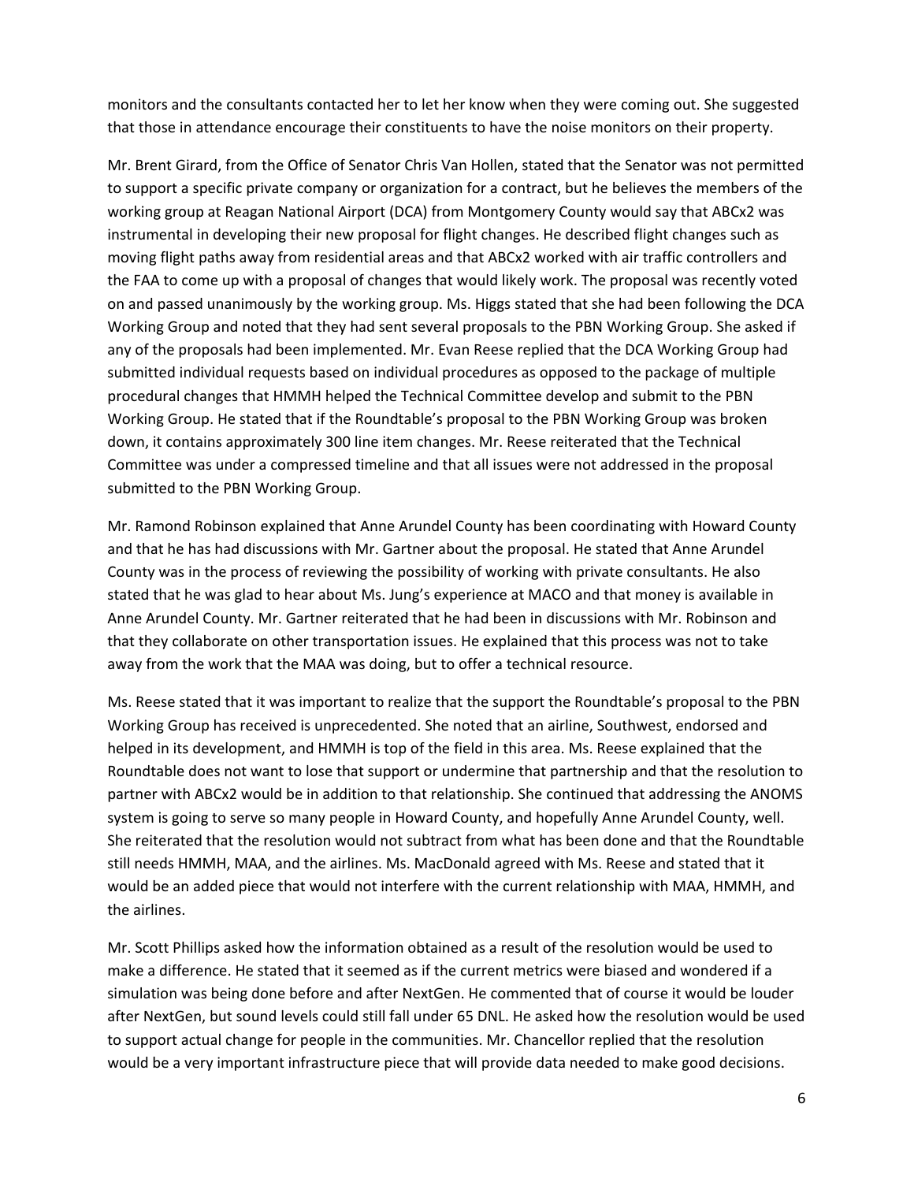monitors and the consultants contacted her to let her know when they were coming out. She suggested that those in attendance encourage their constituents to have the noise monitors on their property.

Mr. Brent Girard, from the Office of Senator Chris Van Hollen, stated that the Senator was not permitted to support a specific private company or organization for a contract, but he believes the members of the working group at Reagan National Airport (DCA) from Montgomery County would say that ABCx2 was instrumental in developing their new proposal for flight changes. He described flight changes such as moving flight paths away from residential areas and that ABCx2 worked with air traffic controllers and the FAA to come up with a proposal of changes that would likely work. The proposal was recently voted on and passed unanimously by the working group. Ms. Higgs stated that she had been following the DCA Working Group and noted that they had sent several proposals to the PBN Working Group. She asked if any of the proposals had been implemented. Mr. Evan Reese replied that the DCA Working Group had submitted individual requests based on individual procedures as opposed to the package of multiple procedural changes that HMMH helped the Technical Committee develop and submit to the PBN Working Group. He stated that if the Roundtable's proposal to the PBN Working Group was broken down, it contains approximately 300 line item changes. Mr. Reese reiterated that the Technical Committee was under a compressed timeline and that all issues were not addressed in the proposal submitted to the PBN Working Group.

Mr. Ramond Robinson explained that Anne Arundel County has been coordinating with Howard County and that he has had discussions with Mr. Gartner about the proposal. He stated that Anne Arundel County was in the process of reviewing the possibility of working with private consultants. He also stated that he was glad to hear about Ms. Jung's experience at MACO and that money is available in Anne Arundel County. Mr. Gartner reiterated that he had been in discussions with Mr. Robinson and that they collaborate on other transportation issues. He explained that this process was not to take away from the work that the MAA was doing, but to offer a technical resource.

Ms. Reese stated that it was important to realize that the support the Roundtable's proposal to the PBN Working Group has received is unprecedented. She noted that an airline, Southwest, endorsed and helped in its development, and HMMH is top of the field in this area. Ms. Reese explained that the Roundtable does not want to lose that support or undermine that partnership and that the resolution to partner with ABCx2 would be in addition to that relationship. She continued that addressing the ANOMS system is going to serve so many people in Howard County, and hopefully Anne Arundel County, well. She reiterated that the resolution would not subtract from what has been done and that the Roundtable still needs HMMH, MAA, and the airlines. Ms. MacDonald agreed with Ms. Reese and stated that it would be an added piece that would not interfere with the current relationship with MAA, HMMH, and the airlines.

Mr. Scott Phillips asked how the information obtained as a result of the resolution would be used to make a difference. He stated that it seemed as if the current metrics were biased and wondered if a simulation was being done before and after NextGen. He commented that of course it would be louder after NextGen, but sound levels could still fall under 65 DNL. He asked how the resolution would be used to support actual change for people in the communities. Mr. Chancellor replied that the resolution would be a very important infrastructure piece that will provide data needed to make good decisions.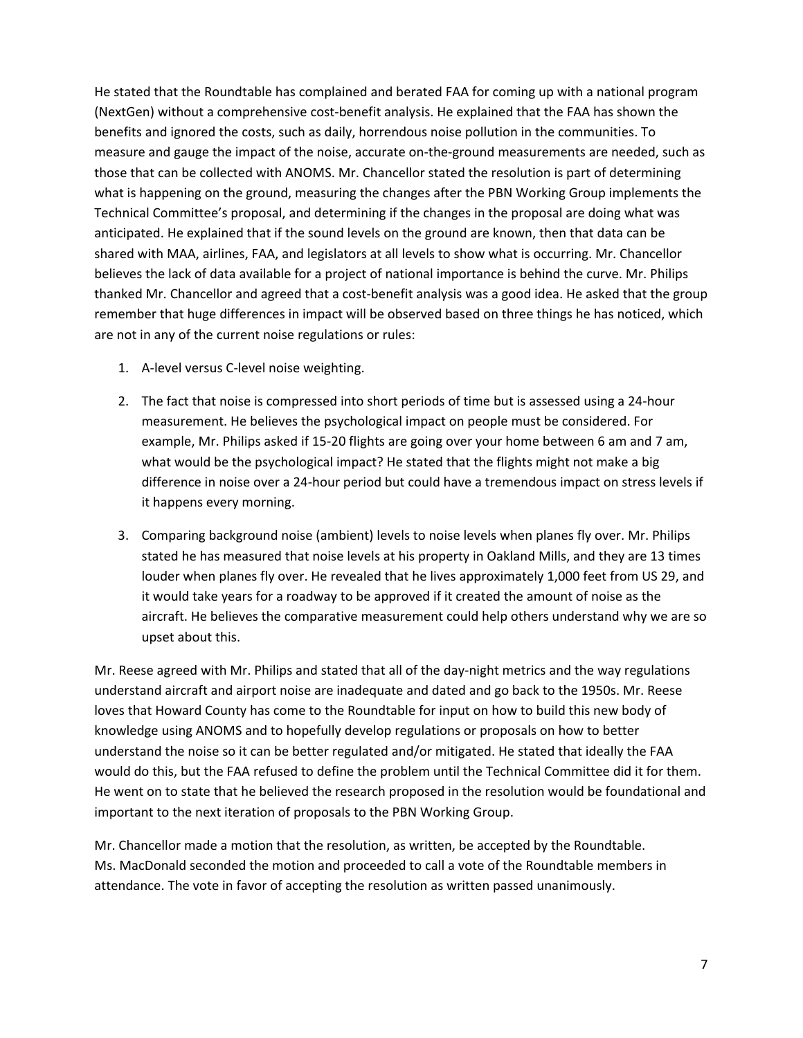He stated that the Roundtable has complained and berated FAA for coming up with a national program (NextGen) without a comprehensive cost-benefit analysis. He explained that the FAA has shown the benefits and ignored the costs, such as daily, horrendous noise pollution in the communities. To measure and gauge the impact of the noise, accurate on-the-ground measurements are needed, such as those that can be collected with ANOMS. Mr. Chancellor stated the resolution is part of determining what is happening on the ground, measuring the changes after the PBN Working Group implements the Technical Committee's proposal, and determining if the changes in the proposal are doing what was anticipated. He explained that if the sound levels on the ground are known, then that data can be shared with MAA, airlines, FAA, and legislators at all levels to show what is occurring. Mr. Chancellor believes the lack of data available for a project of national importance is behind the curve. Mr. Philips thanked Mr. Chancellor and agreed that a cost-benefit analysis was a good idea. He asked that the group remember that huge differences in impact will be observed based on three things he has noticed, which are not in any of the current noise regulations or rules:

1. A-level versus C-level noise weighting.
2. The fact that noise is compressed into short periods of time but is assessed using a 24-hour measurement. He believes the psychological impact on people must be considered. For example, Mr. Philips asked if 15-20 flights are going over your home between 6 am and 7 am, what would be the psychological impact? He stated that the flights might not make a big difference in noise over a 24-hour period but could have a tremendous impact on stress levels if it happens every morning.
3. Comparing background noise (ambient) levels to noise levels when planes fly over. Mr. Philips stated he has measured that noise levels at his property in Oakland Mills, and they are 13 times louder when planes fly over. He revealed that he lives approximately 1,000 feet from US 29, and it would take years for a roadway to be approved if it created the amount of noise as the aircraft. He believes the comparative measurement could help others understand why we are so upset about this.

Mr. Reese agreed with Mr. Philips and stated that all of the day-night metrics and the way regulations understand aircraft and airport noise are inadequate and dated and go back to the 1950s. Mr. Reese loves that Howard County has come to the Roundtable for input on how to build this new body of knowledge using ANOMS and to hopefully develop regulations or proposals on how to better understand the noise so it can be better regulated and/or mitigated. He stated that ideally the FAA would do this, but the FAA refused to define the problem until the Technical Committee did it for them. He went on to state that he believed the research proposed in the resolution would be foundational and important to the next iteration of proposals to the PBN Working Group.

Mr. Chancellor made a motion that the resolution, as written, be accepted by the Roundtable. Ms. MacDonald seconded the motion and proceeded to call a vote of the Roundtable members in attendance. The vote in favor of accepting the resolution as written passed unanimously.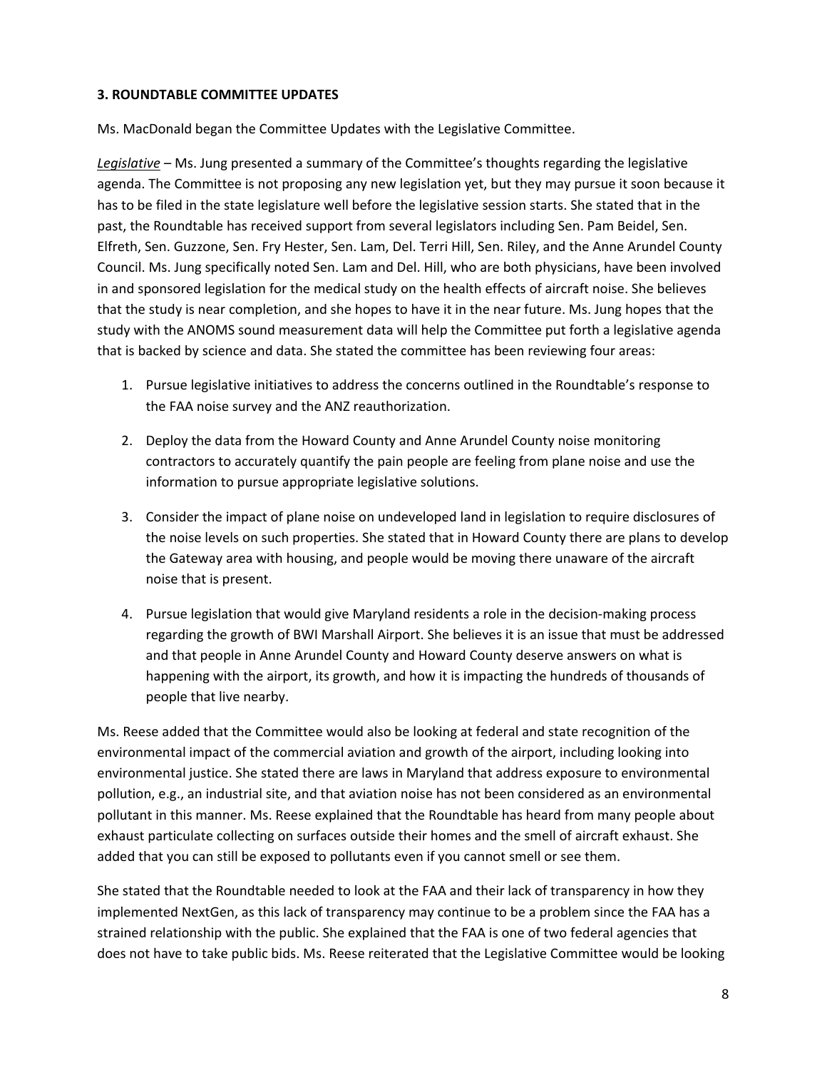**3. ROUNDTABLE COMMITTEE UPDATES**

Ms. MacDonald began the Committee Updates with the Legislative Committee.

*Legislative* – Ms. Jung presented a summary of the Committee's thoughts regarding the legislative agenda. The Committee is not proposing any new legislation yet, but they may pursue it soon because it has to be filed in the state legislature well before the legislative session starts. She stated that in the past, the Roundtable has received support from several legislators including Sen. Pam Beidel, Sen. Elfreth, Sen. Guzzone, Sen. Fry Hester, Sen. Lam, Del. Terri Hill, Sen. Riley, and the Anne Arundel County Council. Ms. Jung specifically noted Sen. Lam and Del. Hill, who are both physicians, have been involved in and sponsored legislation for the medical study on the health effects of aircraft noise. She believes that the study is near completion, and she hopes to have it in the near future. Ms. Jung hopes that the study with the ANOMS sound measurement data will help the Committee put forth a legislative agenda that is backed by science and data. She stated the committee has been reviewing four areas:

1. Pursue legislative initiatives to address the concerns outlined in the Roundtable's response to the FAA noise survey and the ANZ reauthorization.
2. Deploy the data from the Howard County and Anne Arundel County noise monitoring contractors to accurately quantify the pain people are feeling from plane noise and use the information to pursue appropriate legislative solutions.
3. Consider the impact of plane noise on undeveloped land in legislation to require disclosures of the noise levels on such properties. She stated that in Howard County there are plans to develop the Gateway area with housing, and people would be moving there unaware of the aircraft noise that is present.
4. Pursue legislation that would give Maryland residents a role in the decision-making process regarding the growth of BWI Marshall Airport. She believes it is an issue that must be addressed and that people in Anne Arundel County and Howard County deserve answers on what is happening with the airport, its growth, and how it is impacting the hundreds of thousands of people that live nearby.

Ms. Reese added that the Committee would also be looking at federal and state recognition of the environmental impact of the commercial aviation and growth of the airport, including looking into environmental justice. She stated there are laws in Maryland that address exposure to environmental pollution, e.g., an industrial site, and that aviation noise has not been considered as an environmental pollutant in this manner. Ms. Reese explained that the Roundtable has heard from many people about exhaust particulate collecting on surfaces outside their homes and the smell of aircraft exhaust. She added that you can still be exposed to pollutants even if you cannot smell or see them.

She stated that the Roundtable needed to look at the FAA and their lack of transparency in how they implemented NextGen, as this lack of transparency may continue to be a problem since the FAA has a strained relationship with the public. She explained that the FAA is one of two federal agencies that does not have to take public bids. Ms. Reese reiterated that the Legislative Committee would be looking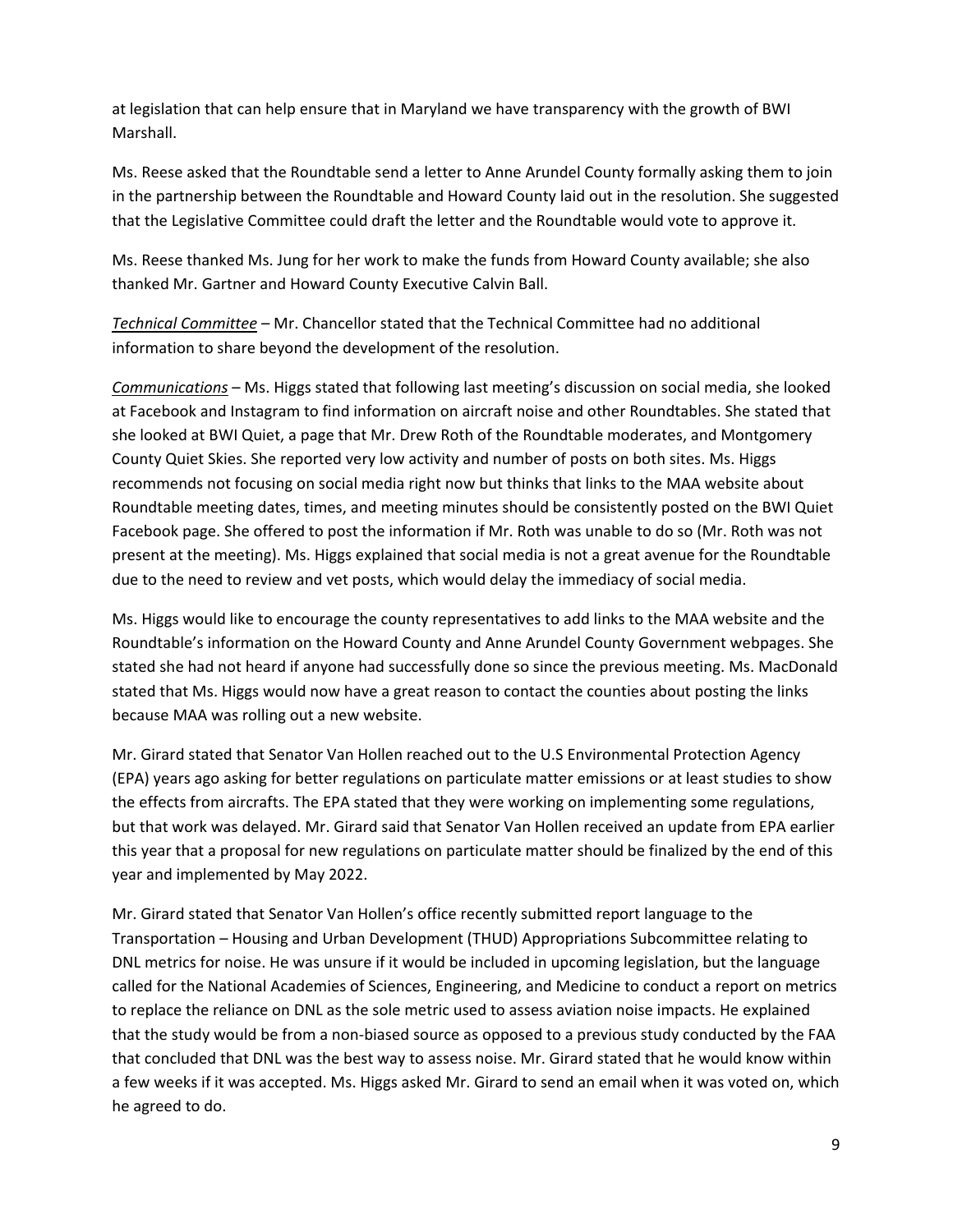at legislation that can help ensure that in Maryland we have transparency with the growth of BWI Marshall.

Ms. Reese asked that the Roundtable send a letter to Anne Arundel County formally asking them to join in the partnership between the Roundtable and Howard County laid out in the resolution. She suggested that the Legislative Committee could draft the letter and the Roundtable would vote to approve it.

Ms. Reese thanked Ms. Jung for her work to make the funds from Howard County available; she also thanked Mr. Gartner and Howard County Executive Calvin Ball.

*Technical Committee* – Mr. Chancellor stated that the Technical Committee had no additional information to share beyond the development of the resolution.

*Communications* – Ms. Higgs stated that following last meeting's discussion on social media, she looked at Facebook and Instagram to find information on aircraft noise and other Roundtables. She stated that she looked at BWI Quiet, a page that Mr. Drew Roth of the Roundtable moderates, and Montgomery County Quiet Skies. She reported very low activity and number of posts on both sites. Ms. Higgs recommends not focusing on social media right now but thinks that links to the MAA website about Roundtable meeting dates, times, and meeting minutes should be consistently posted on the BWI Quiet Facebook page. She offered to post the information if Mr. Roth was unable to do so (Mr. Roth was not present at the meeting). Ms. Higgs explained that social media is not a great avenue for the Roundtable due to the need to review and vet posts, which would delay the immediacy of social media.

Ms. Higgs would like to encourage the county representatives to add links to the MAA website and the Roundtable's information on the Howard County and Anne Arundel County Government webpages. She stated she had not heard if anyone had successfully done so since the previous meeting. Ms. MacDonald stated that Ms. Higgs would now have a great reason to contact the counties about posting the links because MAA was rolling out a new website.

Mr. Girard stated that Senator Van Hollen reached out to the U.S Environmental Protection Agency (EPA) years ago asking for better regulations on particulate matter emissions or at least studies to show the effects from aircrafts. The EPA stated that they were working on implementing some regulations, but that work was delayed. Mr. Girard said that Senator Van Hollen received an update from EPA earlier this year that a proposal for new regulations on particulate matter should be finalized by the end of this year and implemented by May 2022.

Mr. Girard stated that Senator Van Hollen's office recently submitted report language to the Transportation – Housing and Urban Development (THUD) Appropriations Subcommittee relating to DNL metrics for noise. He was unsure if it would be included in upcoming legislation, but the language called for the National Academies of Sciences, Engineering, and Medicine to conduct a report on metrics to replace the reliance on DNL as the sole metric used to assess aviation noise impacts. He explained that the study would be from a non-biased source as opposed to a previous study conducted by the FAA that concluded that DNL was the best way to assess noise. Mr. Girard stated that he would know within a few weeks if it was accepted. Ms. Higgs asked Mr. Girard to send an email when it was voted on, which he agreed to do.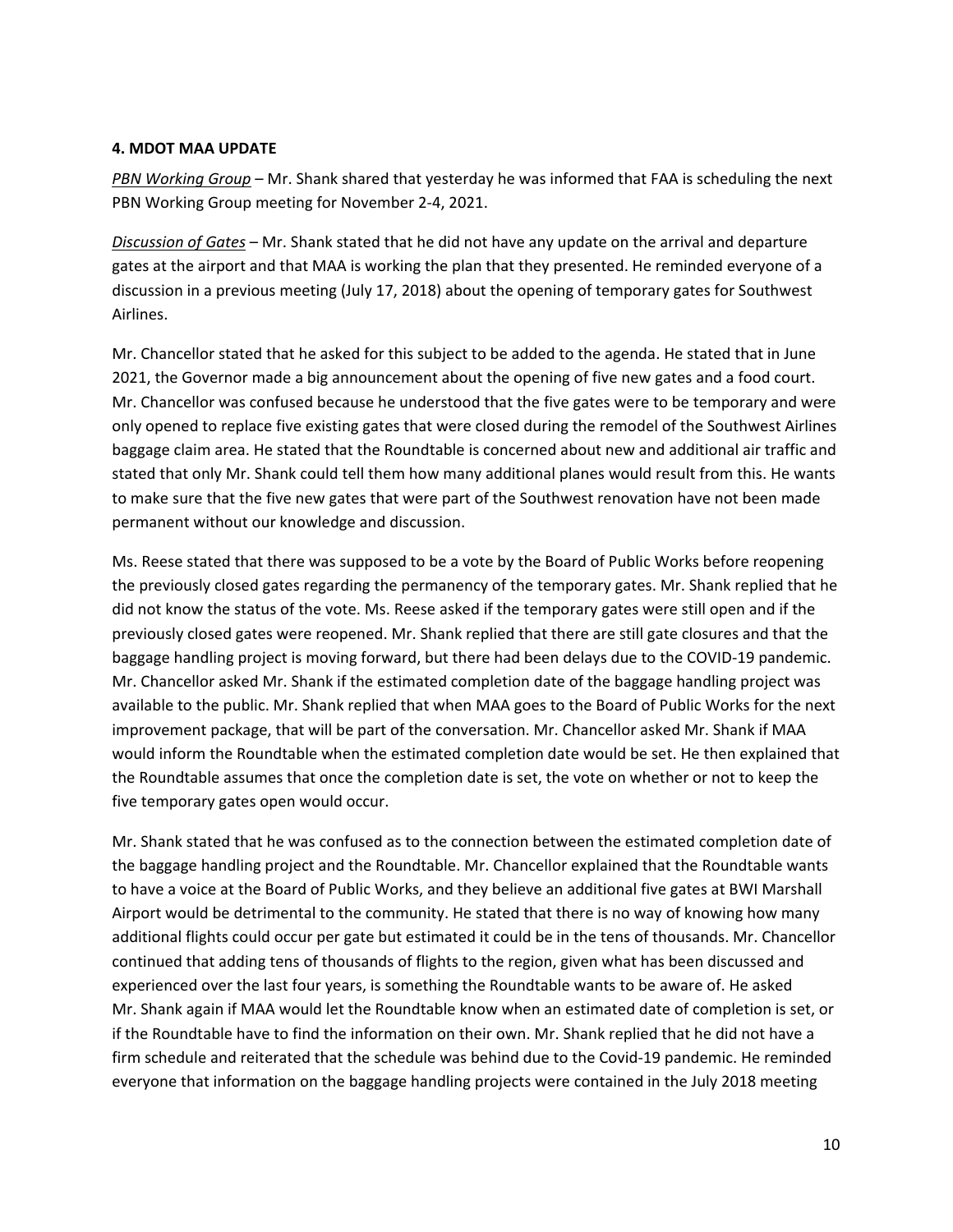#### 4. MDOT MAA UPDATE

*PBN Working Group* – Mr. Shank shared that yesterday he was informed that FAA is scheduling the next PBN Working Group meeting for November 2-4, 2021.

*Discussion of Gates* – Mr. Shank stated that he did not have any update on the arrival and departure gates at the airport and that MAA is working the plan that they presented. He reminded everyone of a discussion in a previous meeting (July 17, 2018) about the opening of temporary gates for Southwest Airlines.

Mr. Chancellor stated that he asked for this subject to be added to the agenda. He stated that in June 2021, the Governor made a big announcement about the opening of five new gates and a food court. Mr. Chancellor was confused because he understood that the five gates were to be temporary and were only opened to replace five existing gates that were closed during the remodel of the Southwest Airlines baggage claim area. He stated that the Roundtable is concerned about new and additional air traffic and stated that only Mr. Shank could tell them how many additional planes would result from this. He wants to make sure that the five new gates that were part of the Southwest renovation have not been made permanent without our knowledge and discussion.

Ms. Reese stated that there was supposed to be a vote by the Board of Public Works before reopening the previously closed gates regarding the permanency of the temporary gates. Mr. Shank replied that he did not know the status of the vote. Ms. Reese asked if the temporary gates were still open and if the previously closed gates were reopened. Mr. Shank replied that there are still gate closures and that the baggage handling project is moving forward, but there had been delays due to the COVID-19 pandemic. Mr. Chancellor asked Mr. Shank if the estimated completion date of the baggage handling project was available to the public. Mr. Shank replied that when MAA goes to the Board of Public Works for the next improvement package, that will be part of the conversation. Mr. Chancellor asked Mr. Shank if MAA would inform the Roundtable when the estimated completion date would be set. He then explained that the Roundtable assumes that once the completion date is set, the vote on whether or not to keep the five temporary gates open would occur.

Mr. Shank stated that he was confused as to the connection between the estimated completion date of the baggage handling project and the Roundtable. Mr. Chancellor explained that the Roundtable wants to have a voice at the Board of Public Works, and they believe an additional five gates at BWI Marshall Airport would be detrimental to the community. He stated that there is no way of knowing how many additional flights could occur per gate but estimated it could be in the tens of thousands. Mr. Chancellor continued that adding tens of thousands of flights to the region, given what has been discussed and experienced over the last four years, is something the Roundtable wants to be aware of. He asked Mr. Shank again if MAA would let the Roundtable know when an estimated date of completion is set, or if the Roundtable have to find the information on their own. Mr. Shank replied that he did not have a firm schedule and reiterated that the schedule was behind due to the Covid-19 pandemic. He reminded everyone that information on the baggage handling projects were contained in the July 2018 meeting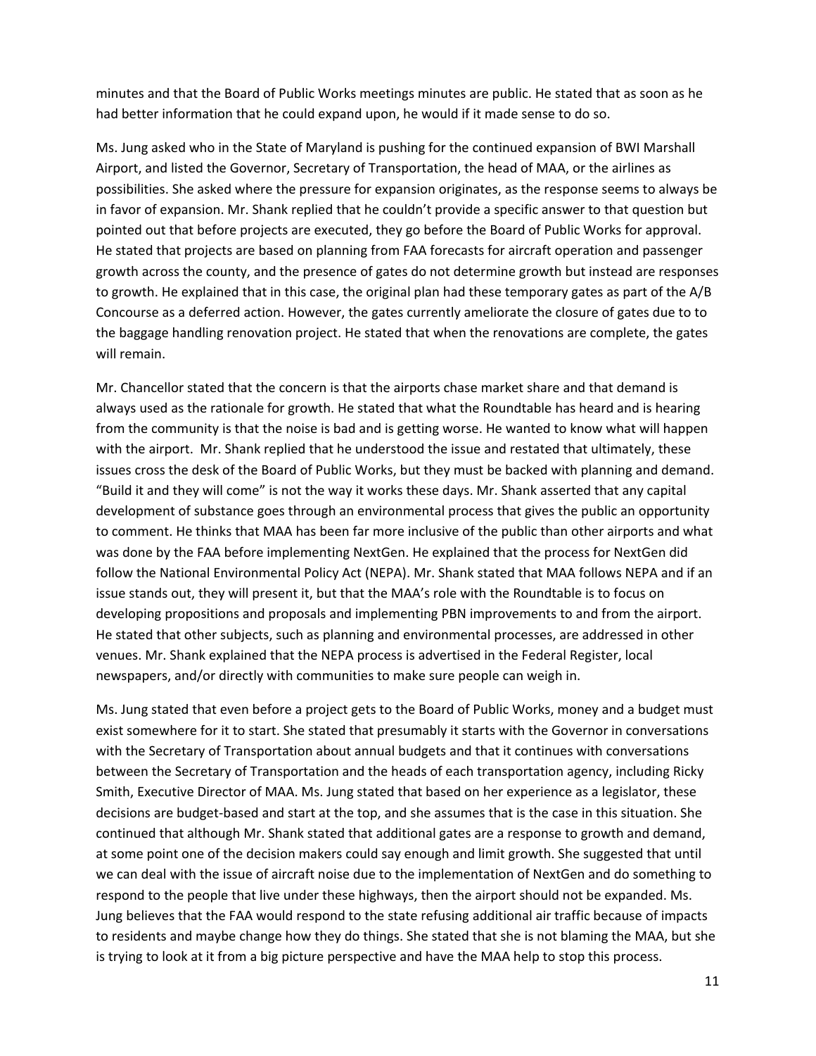minutes and that the Board of Public Works meetings minutes are public. He stated that as soon as he had better information that he could expand upon, he would if it made sense to do so.

Ms. Jung asked who in the State of Maryland is pushing for the continued expansion of BWI Marshall Airport, and listed the Governor, Secretary of Transportation, the head of MAA, or the airlines as possibilities. She asked where the pressure for expansion originates, as the response seems to always be in favor of expansion. Mr. Shank replied that he couldn't provide a specific answer to that question but pointed out that before projects are executed, they go before the Board of Public Works for approval. He stated that projects are based on planning from FAA forecasts for aircraft operation and passenger growth across the county, and the presence of gates do not determine growth but instead are responses to growth. He explained that in this case, the original plan had these temporary gates as part of the A/B Concourse as a deferred action. However, the gates currently ameliorate the closure of gates due to to the baggage handling renovation project. He stated that when the renovations are complete, the gates will remain.

Mr. Chancellor stated that the concern is that the airports chase market share and that demand is always used as the rationale for growth. He stated that what the Roundtable has heard and is hearing from the community is that the noise is bad and is getting worse. He wanted to know what will happen with the airport. Mr. Shank replied that he understood the issue and restated that ultimately, these issues cross the desk of the Board of Public Works, but they must be backed with planning and demand. "Build it and they will come" is not the way it works these days. Mr. Shank asserted that any capital development of substance goes through an environmental process that gives the public an opportunity to comment. He thinks that MAA has been far more inclusive of the public than other airports and what was done by the FAA before implementing NextGen. He explained that the process for NextGen did follow the National Environmental Policy Act (NEPA). Mr. Shank stated that MAA follows NEPA and if an issue stands out, they will present it, but that the MAA's role with the Roundtable is to focus on developing propositions and proposals and implementing PBN improvements to and from the airport. He stated that other subjects, such as planning and environmental processes, are addressed in other venues. Mr. Shank explained that the NEPA process is advertised in the Federal Register, local newspapers, and/or directly with communities to make sure people can weigh in.

Ms. Jung stated that even before a project gets to the Board of Public Works, money and a budget must exist somewhere for it to start. She stated that presumably it starts with the Governor in conversations with the Secretary of Transportation about annual budgets and that it continues with conversations between the Secretary of Transportation and the heads of each transportation agency, including Ricky Smith, Executive Director of MAA. Ms. Jung stated that based on her experience as a legislator, these decisions are budget-based and start at the top, and she assumes that is the case in this situation. She continued that although Mr. Shank stated that additional gates are a response to growth and demand, at some point one of the decision makers could say enough and limit growth. She suggested that until we can deal with the issue of aircraft noise due to the implementation of NextGen and do something to respond to the people that live under these highways, then the airport should not be expanded. Ms. Jung believes that the FAA would respond to the state refusing additional air traffic because of impacts to residents and maybe change how they do things. She stated that she is not blaming the MAA, but she is trying to look at it from a big picture perspective and have the MAA help to stop this process.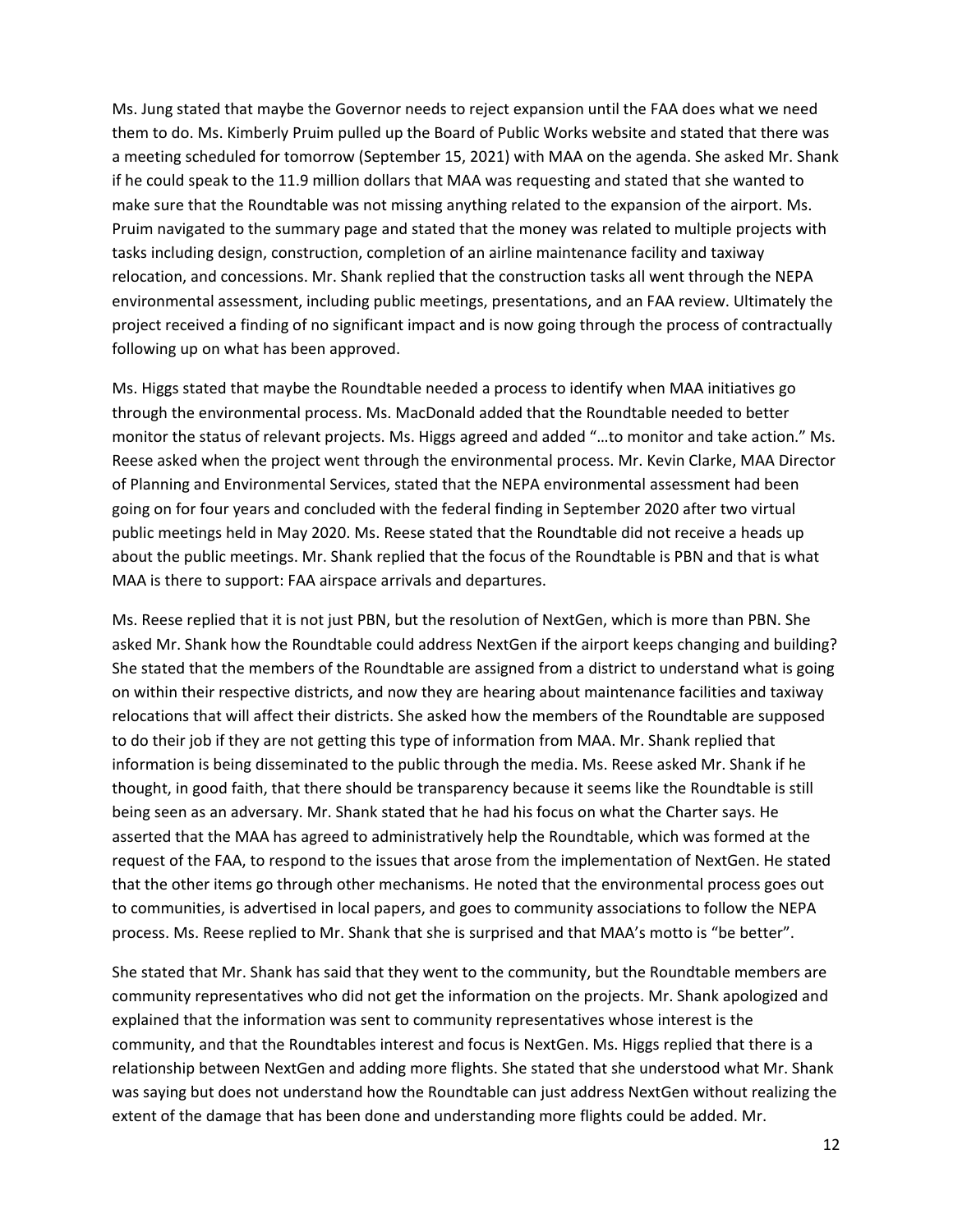Ms. Jung stated that maybe the Governor needs to reject expansion until the FAA does what we need them to do. Ms. Kimberly Pruim pulled up the Board of Public Works website and stated that there was a meeting scheduled for tomorrow (September 15, 2021) with MAA on the agenda. She asked Mr. Shank if he could speak to the 11.9 million dollars that MAA was requesting and stated that she wanted to make sure that the Roundtable was not missing anything related to the expansion of the airport. Ms. Pruim navigated to the summary page and stated that the money was related to multiple projects with tasks including design, construction, completion of an airline maintenance facility and taxiway relocation, and concessions. Mr. Shank replied that the construction tasks all went through the NEPA environmental assessment, including public meetings, presentations, and an FAA review. Ultimately the project received a finding of no significant impact and is now going through the process of contractually following up on what has been approved.

Ms. Higgs stated that maybe the Roundtable needed a process to identify when MAA initiatives go through the environmental process. Ms. MacDonald added that the Roundtable needed to better monitor the status of relevant projects. Ms. Higgs agreed and added "…to monitor and take action." Ms. Reese asked when the project went through the environmental process. Mr. Kevin Clarke, MAA Director of Planning and Environmental Services, stated that the NEPA environmental assessment had been going on for four years and concluded with the federal finding in September 2020 after two virtual public meetings held in May 2020. Ms. Reese stated that the Roundtable did not receive a heads up about the public meetings. Mr. Shank replied that the focus of the Roundtable is PBN and that is what MAA is there to support: FAA airspace arrivals and departures.

Ms. Reese replied that it is not just PBN, but the resolution of NextGen, which is more than PBN. She asked Mr. Shank how the Roundtable could address NextGen if the airport keeps changing and building? She stated that the members of the Roundtable are assigned from a district to understand what is going on within their respective districts, and now they are hearing about maintenance facilities and taxiway relocations that will affect their districts. She asked how the members of the Roundtable are supposed to do their job if they are not getting this type of information from MAA. Mr. Shank replied that information is being disseminated to the public through the media. Ms. Reese asked Mr. Shank if he thought, in good faith, that there should be transparency because it seems like the Roundtable is still being seen as an adversary. Mr. Shank stated that he had his focus on what the Charter says. He asserted that the MAA has agreed to administratively help the Roundtable, which was formed at the request of the FAA, to respond to the issues that arose from the implementation of NextGen. He stated that the other items go through other mechanisms. He noted that the environmental process goes out to communities, is advertised in local papers, and goes to community associations to follow the NEPA process. Ms. Reese replied to Mr. Shank that she is surprised and that MAA's motto is "be better".

She stated that Mr. Shank has said that they went to the community, but the Roundtable members are community representatives who did not get the information on the projects. Mr. Shank apologized and explained that the information was sent to community representatives whose interest is the community, and that the Roundtables interest and focus is NextGen. Ms. Higgs replied that there is a relationship between NextGen and adding more flights. She stated that she understood what Mr. Shank was saying but does not understand how the Roundtable can just address NextGen without realizing the extent of the damage that has been done and understanding more flights could be added. Mr.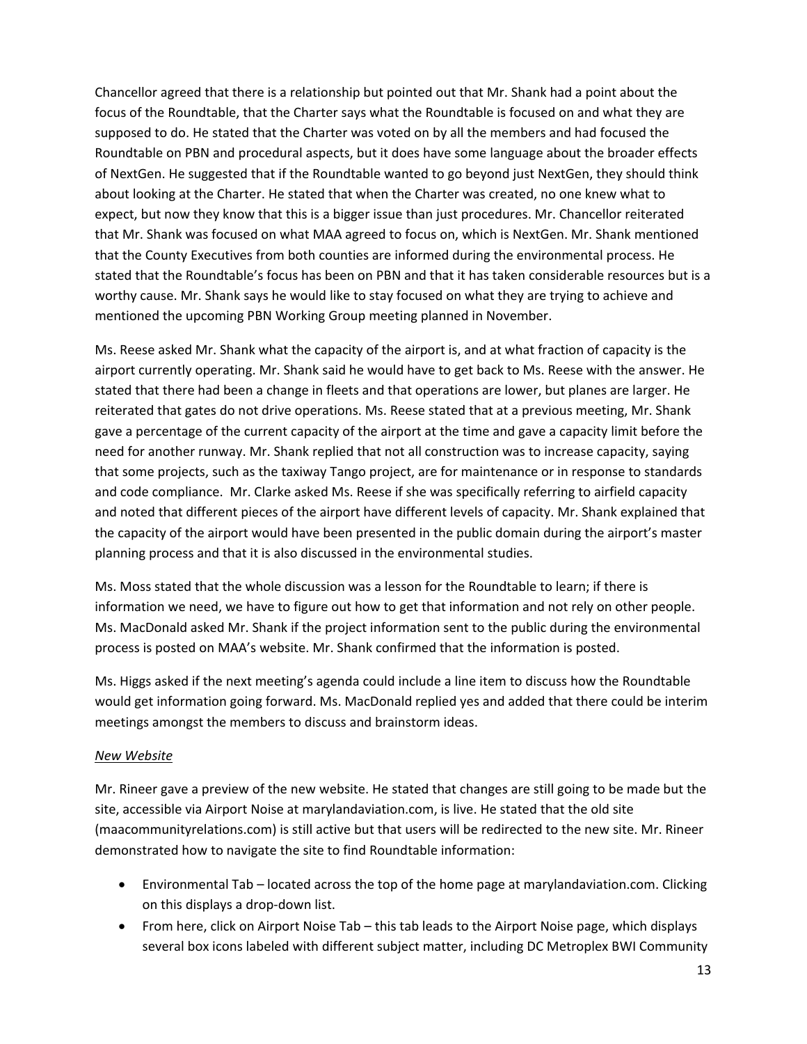Chancellor agreed that there is a relationship but pointed out that Mr. Shank had a point about the focus of the Roundtable, that the Charter says what the Roundtable is focused on and what they are supposed to do. He stated that the Charter was voted on by all the members and had focused the Roundtable on PBN and procedural aspects, but it does have some language about the broader effects of NextGen. He suggested that if the Roundtable wanted to go beyond just NextGen, they should think about looking at the Charter. He stated that when the Charter was created, no one knew what to expect, but now they know that this is a bigger issue than just procedures. Mr. Chancellor reiterated that Mr. Shank was focused on what MAA agreed to focus on, which is NextGen. Mr. Shank mentioned that the County Executives from both counties are informed during the environmental process. He stated that the Roundtable's focus has been on PBN and that it has taken considerable resources but is a worthy cause. Mr. Shank says he would like to stay focused on what they are trying to achieve and mentioned the upcoming PBN Working Group meeting planned in November.

Ms. Reese asked Mr. Shank what the capacity of the airport is, and at what fraction of capacity is the airport currently operating. Mr. Shank said he would have to get back to Ms. Reese with the answer. He stated that there had been a change in fleets and that operations are lower, but planes are larger. He reiterated that gates do not drive operations. Ms. Reese stated that at a previous meeting, Mr. Shank gave a percentage of the current capacity of the airport at the time and gave a capacity limit before the need for another runway. Mr. Shank replied that not all construction was to increase capacity, saying that some projects, such as the taxiway Tango project, are for maintenance or in response to standards and code compliance. Mr. Clarke asked Ms. Reese if she was specifically referring to airfield capacity and noted that different pieces of the airport have different levels of capacity. Mr. Shank explained that the capacity of the airport would have been presented in the public domain during the airport's master planning process and that it is also discussed in the environmental studies.

Ms. Moss stated that the whole discussion was a lesson for the Roundtable to learn; if there is information we need, we have to figure out how to get that information and not rely on other people. Ms. MacDonald asked Mr. Shank if the project information sent to the public during the environmental process is posted on MAA's website. Mr. Shank confirmed that the information is posted.

Ms. Higgs asked if the next meeting's agenda could include a line item to discuss how the Roundtable would get information going forward. Ms. MacDonald replied yes and added that there could be interim meetings amongst the members to discuss and brainstorm ideas.

*New Website*

Mr. Rineer gave a preview of the new website. He stated that changes are still going to be made but the site, accessible via Airport Noise at marylandaviation.com, is live. He stated that the old site (maacommunityrelations.com) is still active but that users will be redirected to the new site. Mr. Rineer demonstrated how to navigate the site to find Roundtable information:

- Environmental Tab – located across the top of the home page at marylandaviation.com. Clicking on this displays a drop-down list.
- From here, click on Airport Noise Tab – this tab leads to the Airport Noise page, which displays several box icons labeled with different subject matter, including DC Metroplex BWI Community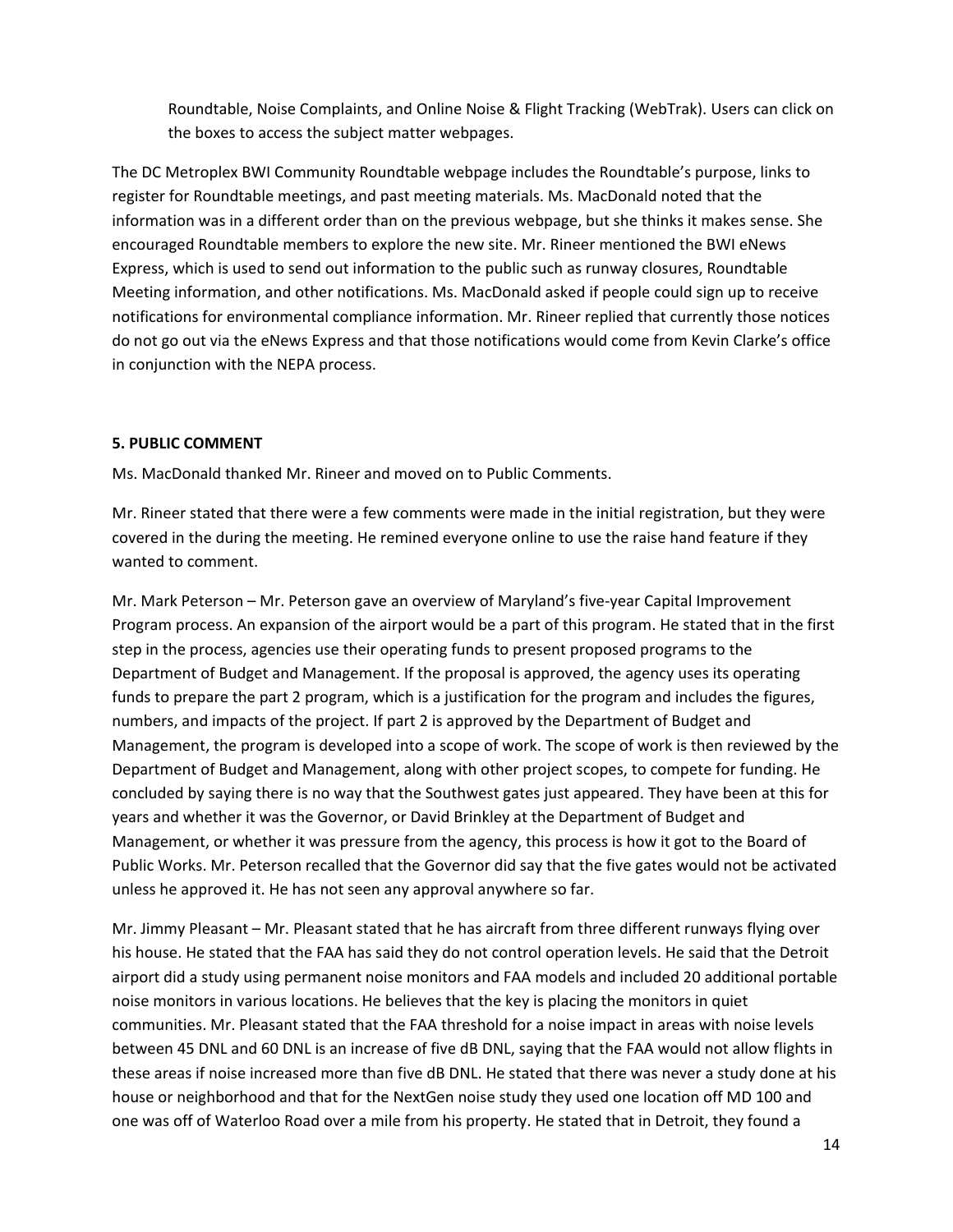Roundtable, Noise Complaints, and Online Noise & Flight Tracking (WebTrak). Users can click on the boxes to access the subject matter webpages.

The DC Metroplex BWI Community Roundtable webpage includes the Roundtable's purpose, links to register for Roundtable meetings, and past meeting materials. Ms. MacDonald noted that the information was in a different order than on the previous webpage, but she thinks it makes sense. She encouraged Roundtable members to explore the new site. Mr. Rineer mentioned the BWI eNews Express, which is used to send out information to the public such as runway closures, Roundtable Meeting information, and other notifications. Ms. MacDonald asked if people could sign up to receive notifications for environmental compliance information. Mr. Rineer replied that currently those notices do not go out via the eNews Express and that those notifications would come from Kevin Clarke's office in conjunction with the NEPA process.

**5. PUBLIC COMMENT**

Ms. MacDonald thanked Mr. Rineer and moved on to Public Comments.

Mr. Rineer stated that there were a few comments were made in the initial registration, but they were covered in the during the meeting. He remined everyone online to use the raise hand feature if they wanted to comment.

Mr. Mark Peterson – Mr. Peterson gave an overview of Maryland's five-year Capital Improvement Program process. An expansion of the airport would be a part of this program. He stated that in the first step in the process, agencies use their operating funds to present proposed programs to the Department of Budget and Management. If the proposal is approved, the agency uses its operating funds to prepare the part 2 program, which is a justification for the program and includes the figures, numbers, and impacts of the project. If part 2 is approved by the Department of Budget and Management, the program is developed into a scope of work. The scope of work is then reviewed by the Department of Budget and Management, along with other project scopes, to compete for funding. He concluded by saying there is no way that the Southwest gates just appeared. They have been at this for years and whether it was the Governor, or David Brinkley at the Department of Budget and Management, or whether it was pressure from the agency, this process is how it got to the Board of Public Works. Mr. Peterson recalled that the Governor did say that the five gates would not be activated unless he approved it. He has not seen any approval anywhere so far.

Mr. Jimmy Pleasant – Mr. Pleasant stated that he has aircraft from three different runways flying over his house. He stated that the FAA has said they do not control operation levels. He said that the Detroit airport did a study using permanent noise monitors and FAA models and included 20 additional portable noise monitors in various locations. He believes that the key is placing the monitors in quiet communities. Mr. Pleasant stated that the FAA threshold for a noise impact in areas with noise levels between 45 DNL and 60 DNL is an increase of five dB DNL, saying that the FAA would not allow flights in these areas if noise increased more than five dB DNL. He stated that there was never a study done at his house or neighborhood and that for the NextGen noise study they used one location off MD 100 and one was off of Waterloo Road over a mile from his property. He stated that in Detroit, they found a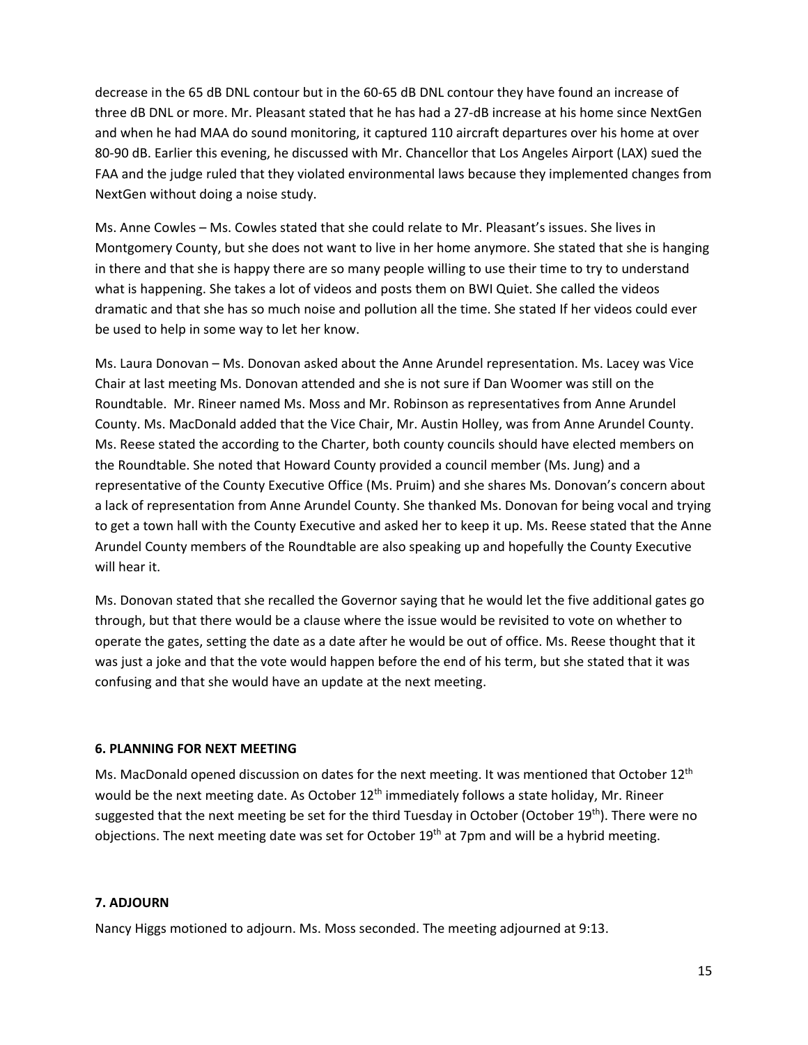decrease in the 65 dB DNL contour but in the 60-65 dB DNL contour they have found an increase of three dB DNL or more. Mr. Pleasant stated that he has had a 27-dB increase at his home since NextGen and when he had MAA do sound monitoring, it captured 110 aircraft departures over his home at over 80-90 dB. Earlier this evening, he discussed with Mr. Chancellor that Los Angeles Airport (LAX) sued the FAA and the judge ruled that they violated environmental laws because they implemented changes from NextGen without doing a noise study.

Ms. Anne Cowles – Ms. Cowles stated that she could relate to Mr. Pleasant's issues. She lives in Montgomery County, but she does not want to live in her home anymore. She stated that she is hanging in there and that she is happy there are so many people willing to use their time to try to understand what is happening. She takes a lot of videos and posts them on BWI Quiet. She called the videos dramatic and that she has so much noise and pollution all the time. She stated If her videos could ever be used to help in some way to let her know.

Ms. Laura Donovan – Ms. Donovan asked about the Anne Arundel representation. Ms. Lacey was Vice Chair at last meeting Ms. Donovan attended and she is not sure if Dan Woomer was still on the Roundtable. Mr. Rineer named Ms. Moss and Mr. Robinson as representatives from Anne Arundel County. Ms. MacDonald added that the Vice Chair, Mr. Austin Holley, was from Anne Arundel County. Ms. Reese stated the according to the Charter, both county councils should have elected members on the Roundtable. She noted that Howard County provided a council member (Ms. Jung) and a representative of the County Executive Office (Ms. Pruim) and she shares Ms. Donovan's concern about a lack of representation from Anne Arundel County. She thanked Ms. Donovan for being vocal and trying to get a town hall with the County Executive and asked her to keep it up. Ms. Reese stated that the Anne Arundel County members of the Roundtable are also speaking up and hopefully the County Executive will hear it.

Ms. Donovan stated that she recalled the Governor saying that he would let the five additional gates go through, but that there would be a clause where the issue would be revisited to vote on whether to operate the gates, setting the date as a date after he would be out of office. Ms. Reese thought that it was just a joke and that the vote would happen before the end of his term, but she stated that it was confusing and that she would have an update at the next meeting.

## 6. PLANNING FOR NEXT MEETING

Ms. MacDonald opened discussion on dates for the next meeting. It was mentioned that October 12th would be the next meeting date. As October 12th immediately follows a state holiday, Mr. Rineer suggested that the next meeting be set for the third Tuesday in October (October 19th). There were no objections. The next meeting date was set for October 19th at 7pm and will be a hybrid meeting.

## 7. ADJOURN

Nancy Higgs motioned to adjourn. Ms. Moss seconded. The meeting adjourned at 9:13.